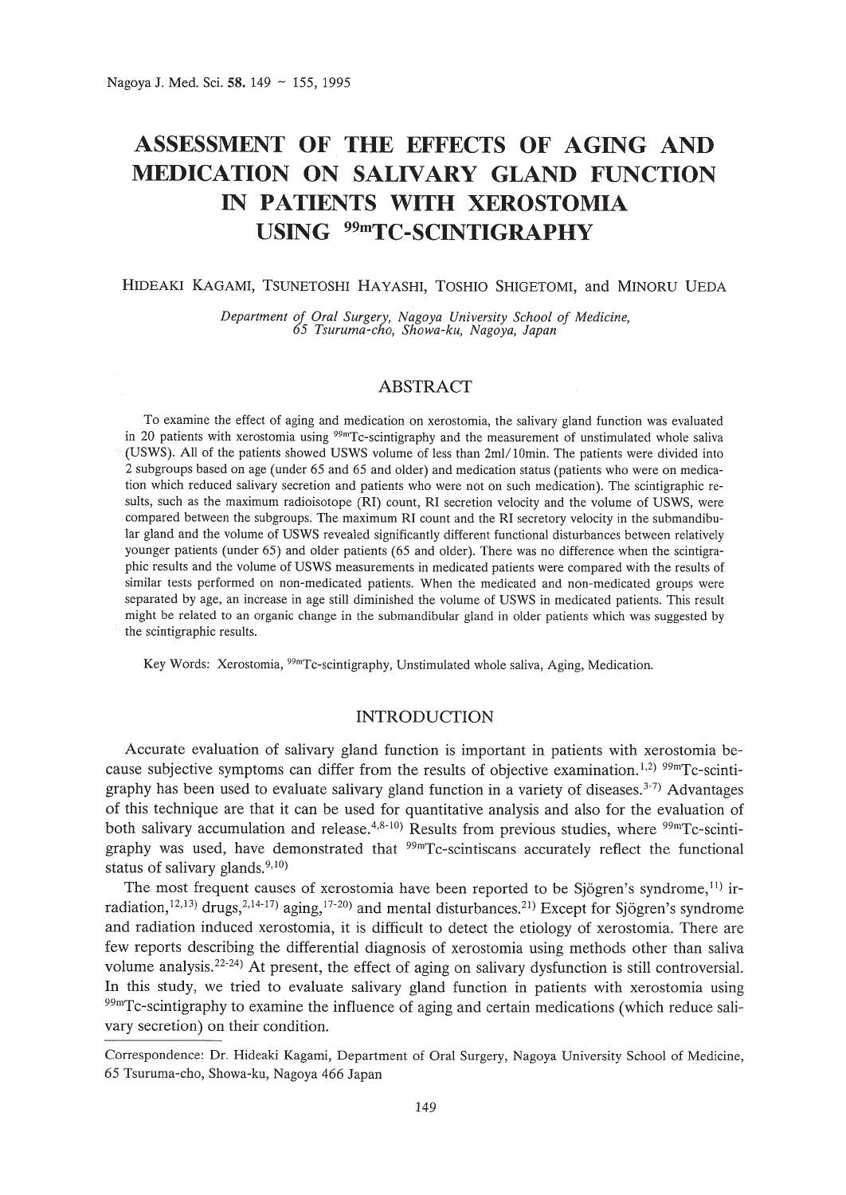# ASSESSMENT OF THE EFFECTS OF AGING AND MEDICATION ON SALIVARY GLAND FUNCTION IN PATIENTS WITH XEROSTOMIA USING $^{99m}$TC-SCINTIGRAPHY

HIDEAKI KAGAMI, TSUNETOSHI HAYASHI, TOSHIO SHIGETOMI, and MINORU UEDA

*Department of Oral Surgery, Nagoya University School of Medicine, 65 Tsuruma-cho, Showa-ku, Nagoya, Japan*

## ABSTRACT

To examine the effect of aging and medication on xerostomia, the salivary gland function was evaluated in 20 patients with xerostomia using $^{99m}$Tc-scintigraphy and the measurement of unstimulated whole saliva (USWS). All of the patients showed USWS volume of less than 2ml/10min. The patients were divided into 2 subgroups based on age (under 65 and 65 and older) and medication status (patients who were on medication which reduced salivary secretion and patients who were not on such medication). The scintigraphic results, such as the maximum radioisotope (RI) count, RI secretion velocity and the volume of USWS, were compared between the subgroups. The maximum RI count and the RI secretory velocity in the submandibular gland and the volume of USWS revealed significantly different functional disturbances between relatively younger patients (under 65) and older patients (65 and older). There was no difference when the scintigraphic results and the volume of USWS measurements in medicated patients were compared with the results of similar tests performed on non-medicated patients. When the medicated and non-medicated groups were separated by age, an increase in age still diminished the volume of USWS in medicated patients. This result might be related to an organic change in the submandibular gland in older patients which was suggested by the scintigraphic results.

Key Words: Xerostomia, $^{99m}$Tc-scintigraphy, Unstimulated whole saliva, Aging, Medication.

## INTRODUCTION

Accurate evaluation of salivary gland function is important in patients with xerostomia because subjective symptoms can differ from the results of objective examination.[1,2] $^{99m}$Tc-scintigraphy has been used to evaluate salivary gland function in a variety of diseases.[3-7] Advantages of this technique are that it can be used for quantitative analysis and also for the evaluation of both salivary accumulation and release.[4,8-10] Results from previous studies, where $^{99m}$Tc-scintigraphy was used, have demonstrated that $^{99m}$Tc-scintiscans accurately reflect the functional status of salivary glands.[9,10]

The most frequent causes of xerostomia have been reported to be Sjögren's syndrome,[11] irradiation,[12,13] drugs,[2,14-17] aging,[17-20] and mental disturbances.[21] Except for Sjögren's syndrome and radiation induced xerostomia, it is difficult to detect the etiology of xerostomia. There are few reports describing the differential diagnosis of xerostomia using methods other than saliva volume analysis.[22-24] At present, the effect of aging on salivary dysfunction is still controversial. In this study, we tried to evaluate salivary gland function in patients with xerostomia using $^{99m}$Tc-scintigraphy to examine the influence of aging and certain medications (which reduce salivary secretion) on their condition.

Correspondence: Dr. Hideaki Kagami, Department of Oral Surgery, Nagoya University School of Medicine, 65 Tsuruma-cho, Showa-ku, Nagoya 466 Japan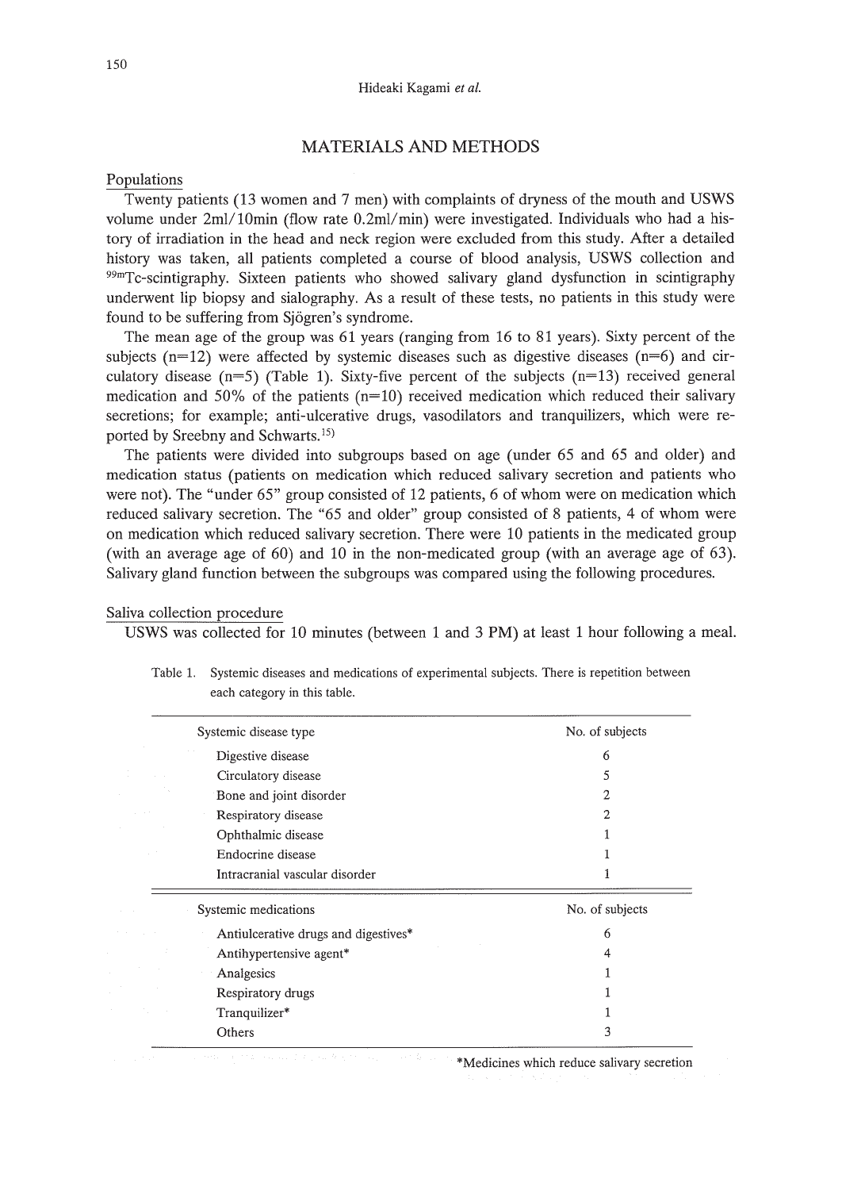## MATERIALS AND METHODS

### Populations

Twenty patients (13 women and 7 men) with complaints of dryness of the mouth and USWS volume under 2ml/10min (flow rate 0.2ml/min) were investigated. Individuals who had a history of irradiation in the head and neck region were excluded from this study. After a detailed history was taken, all patients completed a course of blood analysis, USWS collection and $^{99m}$Tc-scintigraphy. Sixteen patients who showed salivary gland dysfunction in scintigraphy underwent lip biopsy and sialography. As a result of these tests, no patients in this study were found to be suffering from Sjögren's syndrome.

The mean age of the group was 61 years (ranging from 16 to 81 years). Sixty percent of the subjects (n=12) were affected by systemic diseases such as digestive diseases (n=6) and circulatory disease (n=5) (Table 1). Sixty-five percent of the subjects (n=13) received general medication and 50% of the patients (n=10) received medication which reduced their salivary secretions; for example; anti-ulcerative drugs, vasodilators and tranquilizers, which were reported by Sreebny and Schwarts.[15]

The patients were divided into subgroups based on age (under 65 and 65 and older) and medication status (patients on medication which reduced salivary secretion and patients who were not). The "under 65" group consisted of 12 patients, 6 of whom were on medication which reduced salivary secretion. The "65 and older" group consisted of 8 patients, 4 of whom were on medication which reduced salivary secretion. There were 10 patients in the medicated group (with an average age of 60) and 10 in the non-medicated group (with an average age of 63). Salivary gland function between the subgroups was compared using the following procedures.

### Saliva collection procedure

USWS was collected for 10 minutes (between 1 and 3 PM) at least 1 hour following a meal.

Table 1. Systemic diseases and medications of experimental subjects. There is repetition between each category in this table.

| Systemic disease type | No. of subjects |
|---|---|
| Digestive disease | 6 |
| Circulatory disease | 5 |
| Bone and joint disorder | 2 |
| Respiratory disease | 2 |
| Ophthalmic disease | 1 |
| Endocrine disease | 1 |
| Intracranial vascular disorder | 1 |
| **Systemic medications** | **No. of subjects** |
| Antiulcerative drugs and digestives* | 6 |
| Antihypertensive agent* | 4 |
| Analgesics | 1 |
| Respiratory drugs | 1 |
| Tranquilizer* | 1 |
| Others | 3 |

*Medicines which reduce salivary secretion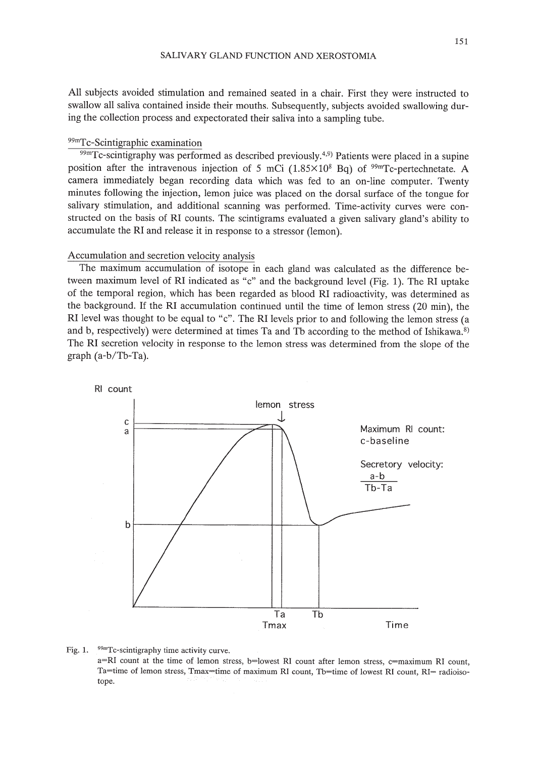All subjects avoided stimulation and remained seated in a chair. First they were instructed to swallow all saliva contained inside their mouths. Subsequently, subjects avoided swallowing during the collection process and expectorated their saliva into a sampling tube.

### $^{99m}$Tc-Scintigraphic examination

$^{99m}$Tc-scintigraphy was performed as described previously.[4,9] Patients were placed in a supine position after the intravenous injection of 5 mCi ($1.85 \times 10^8$ Bq) of $^{99m}$Tc-pertechnetate. A camera immediately began recording data which was fed to an on-line computer. Twenty minutes following the injection, lemon juice was placed on the dorsal surface of the tongue for salivary stimulation, and additional scanning was performed. Time-activity curves were constructed on the basis of RI counts. The scintigrams evaluated a given salivary gland's ability to accumulate the RI and release it in response to a stressor (lemon).

### Accumulation and secretion velocity analysis

The maximum accumulation of isotope in each gland was calculated as the difference between maximum level of RI indicated as "c" and the background level (Fig. 1). The RI uptake of the temporal region, which has been regarded as blood RI radioactivity, was determined as the background. If the RI accumulation continued until the time of lemon stress (20 min), the RI level was thought to be equal to "c". The RI levels prior to and following the lemon stress (a and b, respectively) were determined at times Ta and Tb according to the method of Ishikawa.[8] The RI secretion velocity in response to the lemon stress was determined from the slope of the graph (a-b/Tb-Ta).

Fig. 1. $^{99m}$Tc-scintigraphy time activity curve.
a=RI count at the time of lemon stress, b=lowest RI count after lemon stress, c=maximum RI count, Ta=time of lemon stress, Tmax=time of maximum RI count, Tb=time of lowest RI count, RI= radioisotope.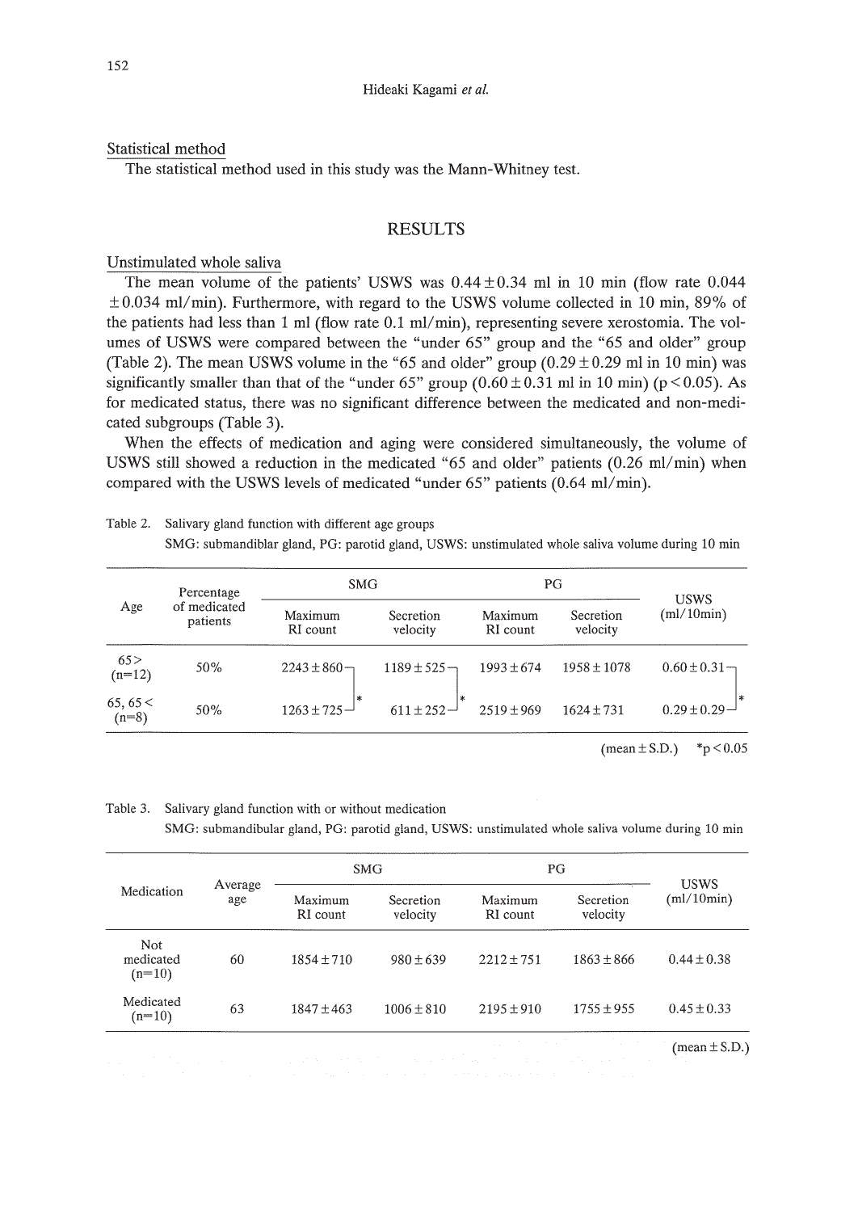### Statistical method

The statistical method used in this study was the Mann-Whitney test.

## RESULTS

### Unstimulated whole saliva

The mean volume of the patients' USWS was 0.44±0.34 ml in 10 min (flow rate 0.044 ±0.034 ml/min). Furthermore, with regard to the USWS volume collected in 10 min, 89% of the patients had less than 1 ml (flow rate 0.1 ml/min), representing severe xerostomia. The volumes of USWS were compared between the "under 65" group and the "65 and older" group (Table 2). The mean USWS volume in the "65 and older" group (0.29±0.29 ml in 10 min) was significantly smaller than that of the "under 65" group (0.60±0.31 ml in 10 min) ($p<0.05$). As for medicated status, there was no significant difference between the medicated and non-medicated subgroups (Table 3).

When the effects of medication and aging were considered simultaneously, the volume of USWS still showed a reduction in the medicated "65 and older" patients (0.26 ml/min) when compared with the USWS levels of medicated "under 65" patients (0.64 ml/min).

Table 2. Salivary gland function with different age groups
SMG: submandiblar gland, PG: parotid gland, USWS: unstimulated whole saliva volume during 10 min

| Age | Percentage of medicated patients | SMG | | PG | | USWS (ml/10min) |
|---|---|---|---|---|---|---|
| | | Maximum RI count | Secretion velocity | Maximum RI count | Secretion velocity | |
| 65> (n=12) | 50% | 2243±860 | 1189±525 | 1993±674 | 1958±1078 | 0.60±0.31 |
| 65, 65< (n=8) | 50% | 1263±725* | 611±252* | 2519±969 | 1624±731 | 0.29±0.29* |

(mean±S.D.) *$p<0.05$

Table 3. Salivary gland function with or without medication
SMG: submandibular gland, PG: parotid gland, USWS: unstimulated whole saliva volume during 10 min

| Medication | Average age | SMG | | PG | | USWS (ml/10min) |
|---|---|---|---|---|---|---|
| | | Maximum RI count | Secretion velocity | Maximum RI count | Secretion velocity | |
| Not medicated (n=10) | 60 | 1854±710 | 980±639 | 2212±751 | 1863±866 | 0.44±0.38 |
| Medicated (n=10) | 63 | 1847±463 | 1006±810 | 2195±910 | 1755±955 | 0.45±0.33 |

(mean±S.D.)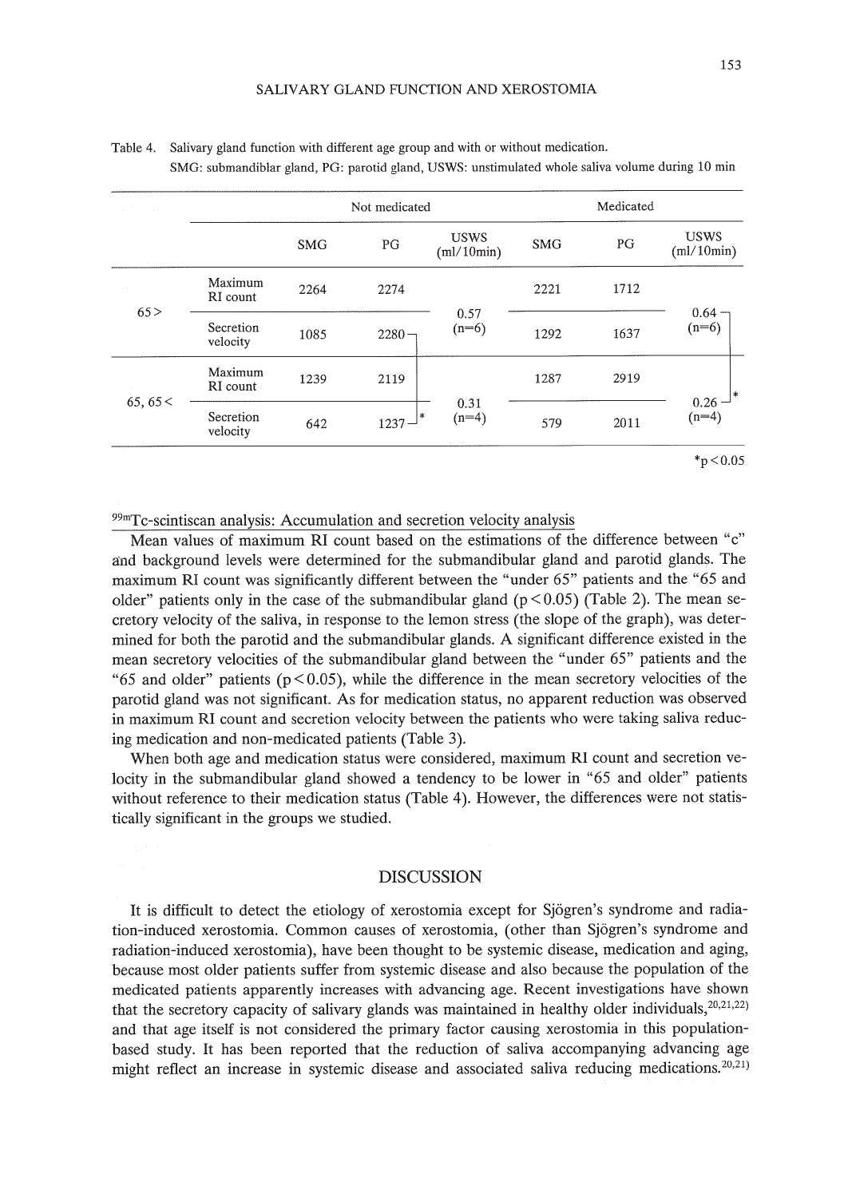Table 4. Salivary gland function with different age group and with or without medication.
SMG: submandiblar gland, PG: parotid gland, USWS: unstimulated whole saliva volume during 10 min

| | | Not medicated | | | Medicated | | |
|---|---|---|---|---|---|---|---|
| | | SMG | PG | USWS (ml/10min) | SMG | PG | USWS (ml/10min) |
| 65> | Maximum RI count | 2264 | 2274 | 0.57 (n=6) | 2221 | 1712 | 0.64 (n=6) |
| | Secretion velocity | 1085 | 2280 | | 1292 | 1637 | |
| 65, 65< | Maximum RI count | 1239 | 2119 | 0.31 (n=4) | 1287 | 2919 | 0.26* (n=4) |
| | Secretion velocity | 642 | 1237* | | 579 | 2011 | |

*p<0.05

$^{99m}$Tc-scintiscan analysis: Accumulation and secretion velocity analysis

Mean values of maximum RI count based on the estimations of the difference between "c" and background levels were determined for the submandibular gland and parotid glands. The maximum RI count was significantly different between the "under 65" patients and the "65 and older" patients only in the case of the submandibular gland ($p<0.05$) (Table 2). The mean secretory velocity of the saliva, in response to the lemon stress (the slope of the graph), was determined for both the parotid and the submandibular glands. A significant difference existed in the mean secretory velocities of the submandibular gland between the "under 65" patients and the "65 and older" patients ($p<0.05$), while the difference in the mean secretory velocities of the parotid gland was not significant. As for medication status, no apparent reduction was observed in maximum RI count and secretion velocity between the patients who were taking saliva reducing medication and non-medicated patients (Table 3).

When both age and medication status were considered, maximum RI count and secretion velocity in the submandibular gland showed a tendency to be lower in "65 and older" patients without reference to their medication status (Table 4). However, the differences were not statistically significant in the groups we studied.

## DISCUSSION

It is difficult to detect the etiology of xerostomia except for Sjögren's syndrome and radiation-induced xerostomia. Common causes of xerostomia, (other than Sjögren's syndrome and radiation-induced xerostomia), have been thought to be systemic disease, medication and aging, because most older patients suffer from systemic disease and also because the population of the medicated patients apparently increases with advancing age. Recent investigations have shown that the secretory capacity of salivary glands was maintained in healthy older individuals,[20,21,22] and that age itself is not considered the primary factor causing xerostomia in this population-based study. It has been reported that the reduction of saliva accompanying advancing age might reflect an increase in systemic disease and associated saliva reducing medications.[20,21]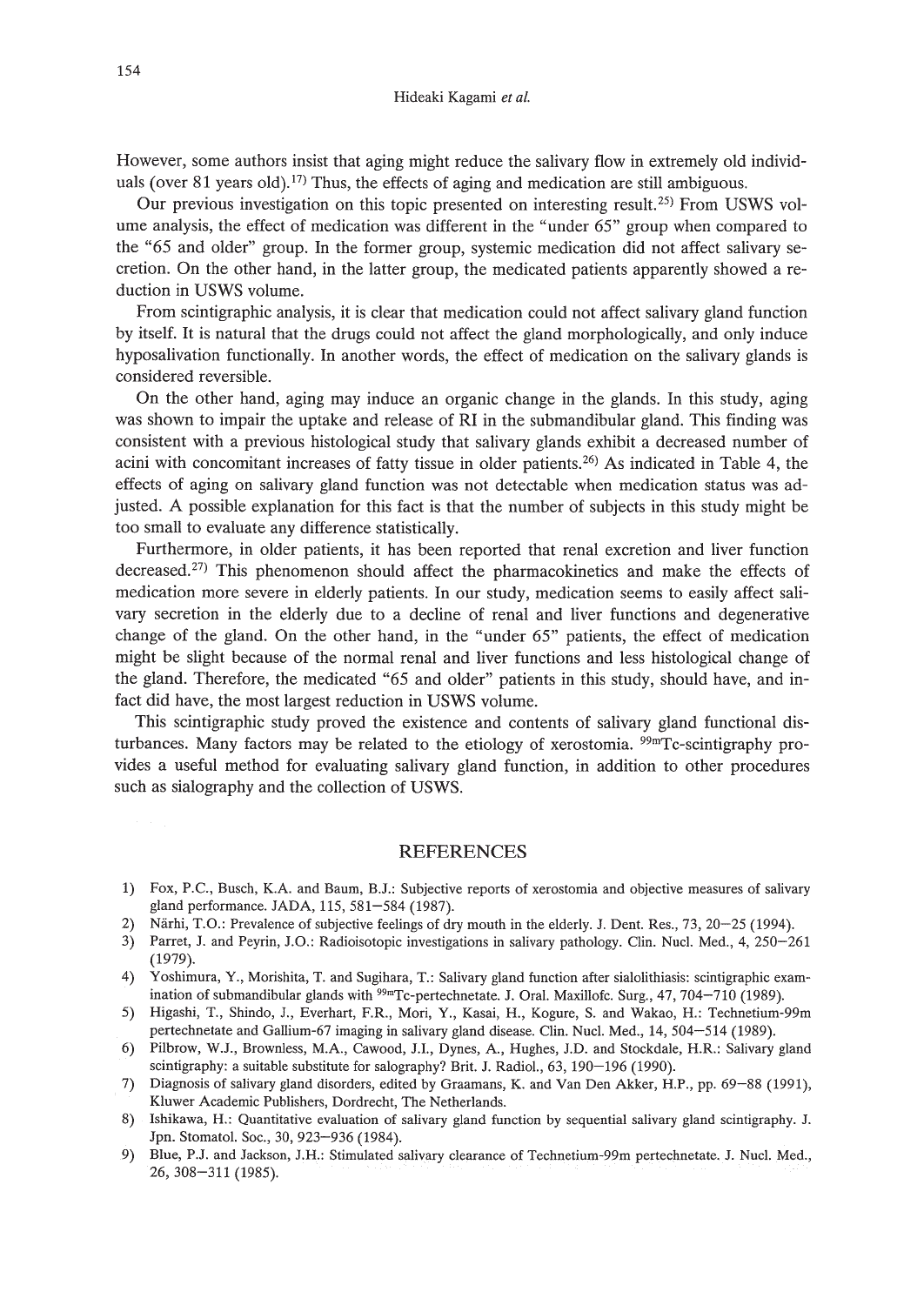However, some authors insist that aging might reduce the salivary flow in extremely old individuals (over 81 years old).[17] Thus, the effects of aging and medication are still ambiguous.

Our previous investigation on this topic presented on interesting result.[25] From USWS volume analysis, the effect of medication was different in the "under 65" group when compared to the "65 and older" group. In the former group, systemic medication did not affect salivary secretion. On the other hand, in the latter group, the medicated patients apparently showed a reduction in USWS volume.

From scintigraphic analysis, it is clear that medication could not affect salivary gland function by itself. It is natural that the drugs could not affect the gland morphologically, and only induce hyposalivation functionally. In another words, the effect of medication on the salivary glands is considered reversible.

On the other hand, aging may induce an organic change in the glands. In this study, aging was shown to impair the uptake and release of RI in the submandibular gland. This finding was consistent with a previous histological study that salivary glands exhibit a decreased number of acini with concomitant increases of fatty tissue in older patients.[26] As indicated in Table 4, the effects of aging on salivary gland function was not detectable when medication status was adjusted. A possible explanation for this fact is that the number of subjects in this study might be too small to evaluate any difference statistically.

Furthermore, in older patients, it has been reported that renal excretion and liver function decreased.[27] This phenomenon should affect the pharmacokinetics and make the effects of medication more severe in elderly patients. In our study, medication seems to easily affect salivary secretion in the elderly due to a decline of renal and liver functions and degenerative change of the gland. On the other hand, in the "under 65" patients, the effect of medication might be slight because of the normal renal and liver functions and less histological change of the gland. Therefore, the medicated "65 and older" patients in this study, should have, and in-fact did have, the most largest reduction in USWS volume.

This scintigraphic study proved the existence and contents of salivary gland functional disturbances. Many factors may be related to the etiology of xerostomia. $^{99m}$Tc-scintigraphy provides a useful method for evaluating salivary gland function, in addition to other procedures such as sialography and the collection of USWS.

## REFERENCES

1) Fox, P.C., Busch, K.A. and Baum, B.J.: Subjective reports of xerostomia and objective measures of salivary gland performance. JADA, 115, 581–584 (1987).
2) Närhi, T.O.: Prevalence of subjective feelings of dry mouth in the elderly. J. Dent. Res., 73, 20–25 (1994).
3) Parret, J. and Peyrin, J.O.: Radioisotopic investigations in salivary pathology. Clin. Nucl. Med., 4, 250–261 (1979).
4) Yoshimura, Y., Morishita, T. and Sugihara, T.: Salivary gland function after sialolithiasis: scintigraphic examination of submandibular glands with $^{99m}$Tc-pertechnetate. J. Oral. Maxillofc. Surg., 47, 704–710 (1989).
5) Higashi, T., Shindo, J., Everhart, F.R., Mori, Y., Kasai, H., Kogure, S. and Wakao, H.: Technetium-99m pertechnetate and Gallium-67 imaging in salivary gland disease. Clin. Nucl. Med., 14, 504–514 (1989).
6) Pilbrow, W.J., Brownless, M.A., Cawood, J.I., Dynes, A., Hughes, J.D. and Stockdale, H.R.: Salivary gland scintigraphy: a suitable substitute for salography? Brit. J. Radiol., 63, 190–196 (1990).
7) Diagnosis of salivary gland disorders, edited by Graamans, K. and Van Den Akker, H.P., pp. 69–88 (1991), Kluwer Academic Publishers, Dordrecht, The Netherlands.
8) Ishikawa, H.: Quantitative evaluation of salivary gland function by sequential salivary gland scintigraphy. J. Jpn. Stomatol. Soc., 30, 923–936 (1984).
9) Blue, P.J. and Jackson, J.H.: Stimulated salivary clearance of Technetium-99m pertechnetate. J. Nucl. Med., 26, 308–311 (1985).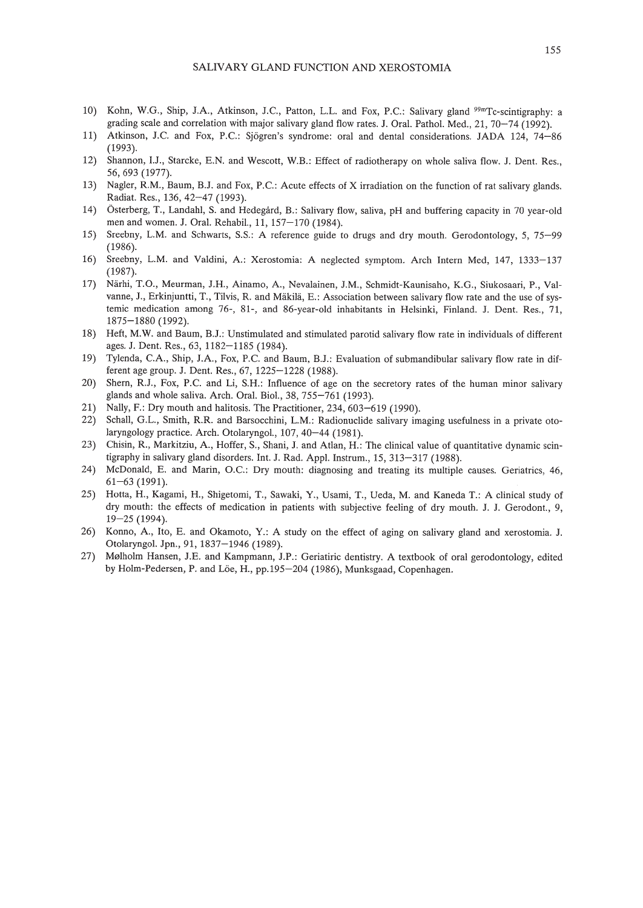10) Kohn, W.G., Ship, J.A., Atkinson, J.C., Patton, L.L. and Fox, P.C.: Salivary gland $^{99m}$Tc-scintigraphy: a grading scale and correlation with major salivary gland flow rates. J. Oral. Pathol. Med., 21, 70–74 (1992).
11) Atkinson, J.C. and Fox, P.C.: Sjögren's syndrome: oral and dental considerations. JADA 124, 74–86 (1993).
12) Shannon, I.J., Starcke, E.N. and Wescott, W.B.: Effect of radiotherapy on whole saliva flow. J. Dent. Res., 56, 693 (1977).
13) Nagler, R.M., Baum, B.J. and Fox, P.C.: Acute effects of X irradiation on the function of rat salivary glands. Radiat. Res., 136, 42–47 (1993).
14) Österberg, T., Landahl, S. and Hedegård, B.: Salivary flow, saliva, pH and buffering capacity in 70 year-old men and women. J. Oral. Rehabil., 11, 157–170 (1984).
15) Sreebny, L.M. and Schwarts, S.S.: A reference guide to drugs and dry mouth. Gerodontology, 5, 75–99 (1986).
16) Sreebny, L.M. and Valdini, A.: Xerostomia: A neglected symptom. Arch Intern Med, 147, 1333–137 (1987).
17) Närhi, T.O., Meurman, J.H., Ainamo, A., Nevalainen, J.M., Schmidt-Kaunisaho, K.G., Siukosaari, P., Valvanne, J., Erkinjuntti, T., Tilvis, R. and Mäkilä, E.: Association between salivary flow rate and the use of systemic medication among 76-, 81-, and 86-year-old inhabitants in Helsinki, Finland. J. Dent. Res., 71, 1875–1880 (1992).
18) Heft, M.W. and Baum, B.J.: Unstimulated and stimulated parotid salivary flow rate in individuals of different ages. J. Dent. Res., 63, 1182–1185 (1984).
19) Tylenda, C.A., Ship, J.A., Fox, P.C. and Baum, B.J.: Evaluation of submandibular salivary flow rate in different age group. J. Dent. Res., 67, 1225–1228 (1988).
20) Shern, R.J., Fox, P.C. and Li, S.H.: Influence of age on the secretory rates of the human minor salivary glands and whole saliva. Arch. Oral. Biol., 38, 755–761 (1993).
21) Nally, F.: Dry mouth and halitosis. The Practitioner, 234, 603–619 (1990).
22) Schall, G.L., Smith, R.R. and Barsocchini, L.M.: Radionuclide salivary imaging usefulness in a private otolaryngology practice. Arch. Otolaryngol., 107, 40–44 (1981).
23) Chisin, R., Markitziu, A., Hoffer, S., Shani, J. and Atlan, H.: The clinical value of quantitative dynamic scintigraphy in salivary gland disorders. Int. J. Rad. Appl. Instrum., 15, 313–317 (1988).
24) McDonald, E. and Marin, O.C.: Dry mouth: diagnosing and treating its multiple causes. Geriatrics, 46, 61–63 (1991).
25) Hotta, H., Kagami, H., Shigetomi, T., Sawaki, Y., Usami, T., Ueda, M. and Kaneda T.: A clinical study of dry mouth: the effects of medication in patients with subjective feeling of dry mouth. J. J. Gerodont., 9, 19–25 (1994).
26) Konno, A., Ito, E. and Okamoto, Y.: A study on the effect of aging on salivary gland and xerostomia. J. Otolaryngol. Jpn., 91, 1837–1946 (1989).
27) Mølholm Hansen, J.E. and Kampmann, J.P.: Geriatiric dentistry. A textbook of oral gerodontology, edited by Holm-Pedersen, P. and Löe, H., pp.195–204 (1986), Munksgaad, Copenhagen.